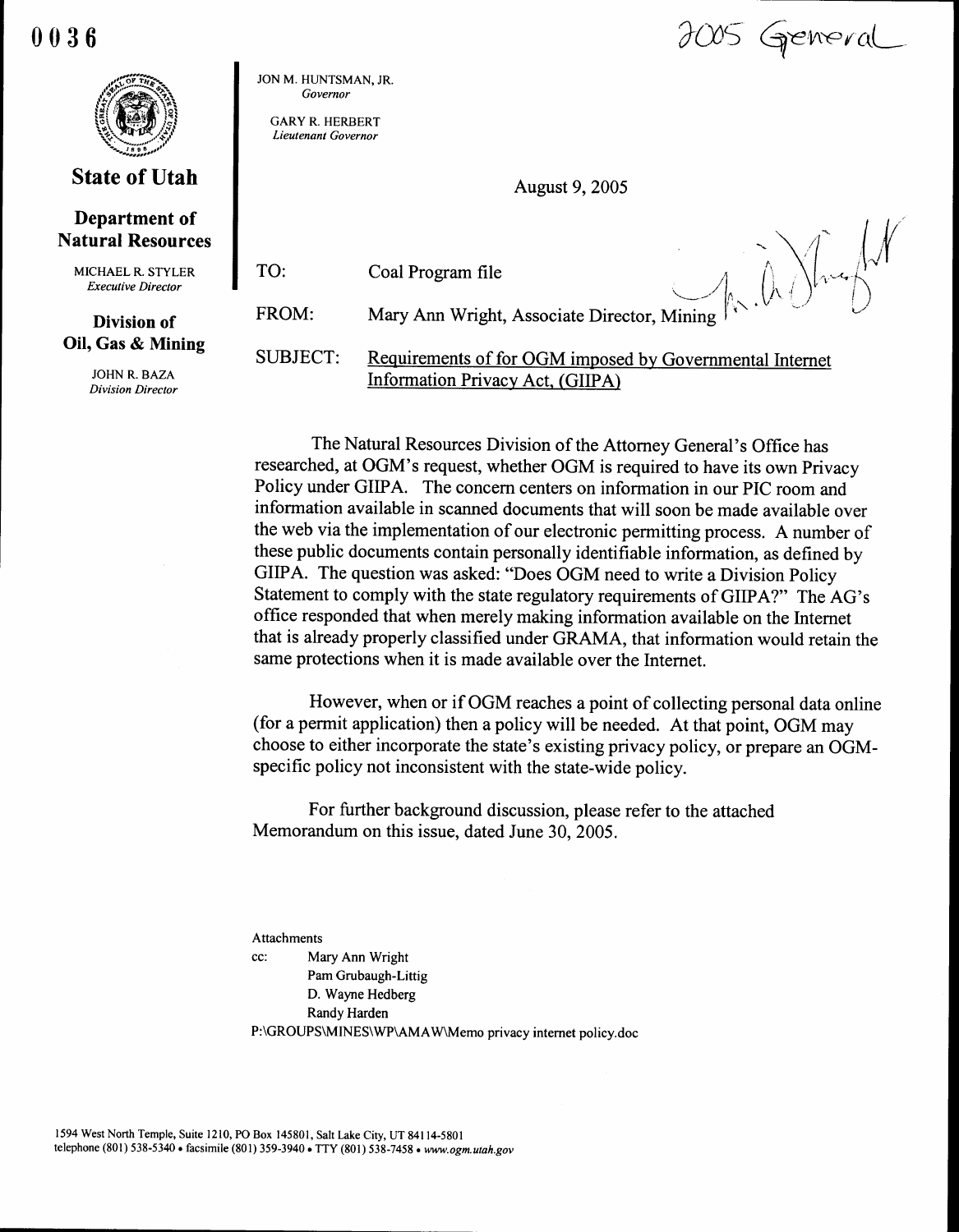0036

2005 General

**State of Utah**

**Department of Natural Resources**

MICHAEL R. STYLER
*Executive Director*

**Division of Oil, Gas & Mining**

JOHN R. BAZA
*Division Director*

JON M. HUNTSMAN, JR.
*Governor*

GARY R. HERBERT
*Lieutenant Governor*

August 9, 2005

TO: Coal Program file

FROM: Mary Ann Wright, Associate Director, Mining

SUBJECT: Requirements of for OGM imposed by Governmental Internet Information Privacy Act, (GIIPA)

The Natural Resources Division of the Attorney General's Office has researched, at OGM's request, whether OGM is required to have its own Privacy Policy under GIIPA. The concern centers on information in our PIC room and information available in scanned documents that will soon be made available over the web via the implementation of our electronic permitting process. A number of these public documents contain personally identifiable information, as defined by GIIPA. The question was asked: "Does OGM need to write a Division Policy Statement to comply with the state regulatory requirements of GIIPA?" The AG's office responded that when merely making information available on the Internet that is already properly classified under GRAMA, that information would retain the same protections when it is made available over the Internet.

However, when or if OGM reaches a point of collecting personal data online (for a permit application) then a policy will be needed. At that point, OGM may choose to either incorporate the state's existing privacy policy, or prepare an OGM-specific policy not inconsistent with the state-wide policy.

For further background discussion, please refer to the attached Memorandum on this issue, dated June 30, 2005.

Attachments

cc: Mary Ann Wright
Pam Grubaugh-Littig
D. Wayne Hedberg
Randy Harden

P:\GROUPS\MINES\WP\AMAW\Memo privacy internet policy.doc

1594 West North Temple, Suite 1210, PO Box 145801, Salt Lake City, UT 84114-5801
telephone (801) 538-5340 • facsimile (801) 359-3940 • TTY (801) 538-7458 • *www.ogm.utah.gov*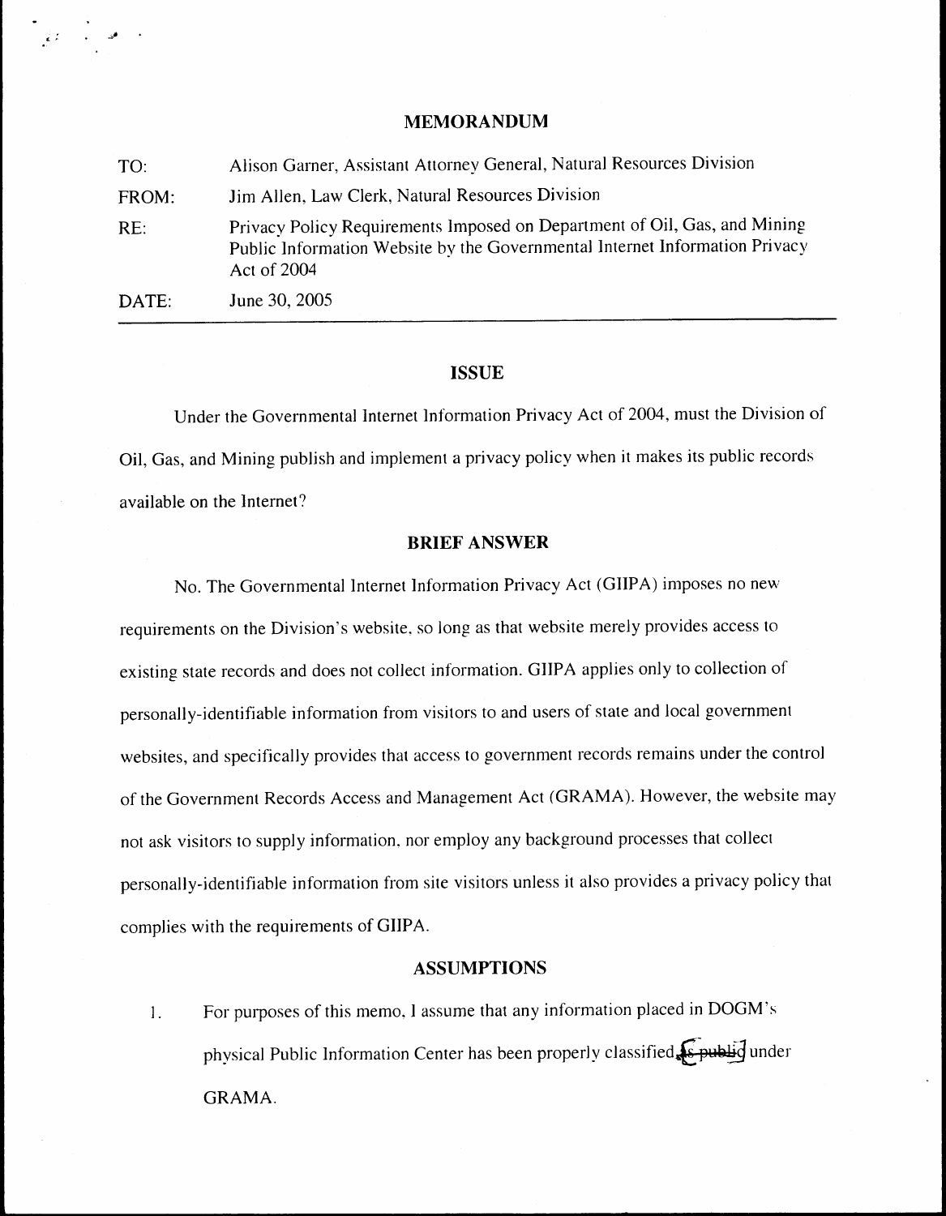# MEMORANDUM

| | |
|---|---|
| TO: | Alison Garner, Assistant Attorney General, Natural Resources Division |
| FROM: | Jim Allen, Law Clerk, Natural Resources Division |
| RE: | Privacy Policy Requirements Imposed on Department of Oil, Gas, and Mining Public Information Website by the Governmental Internet Information Privacy Act of 2004 |
| DATE: | June 30, 2005 |

---

## ISSUE

Under the Governmental Internet Information Privacy Act of 2004, must the Division of Oil, Gas, and Mining publish and implement a privacy policy when it makes its public records available on the Internet?

## BRIEF ANSWER

No. The Governmental Internet Information Privacy Act (GIIPA) imposes no new requirements on the Division's website, so long as that website merely provides access to existing state records and does not collect information. GIIPA applies only to collection of personally-identifiable information from visitors to and users of state and local government websites, and specifically provides that access to government records remains under the control of the Government Records Access and Management Act (GRAMA). However, the website may not ask visitors to supply information, nor employ any background processes that collect personally-identifiable information from site visitors unless it also provides a privacy policy that complies with the requirements of GIIPA.

## ASSUMPTIONS

1. For purposes of this memo, I assume that any information placed in DOGM's physical Public Information Center has been properly classified ~~as public~~ under GRAMA.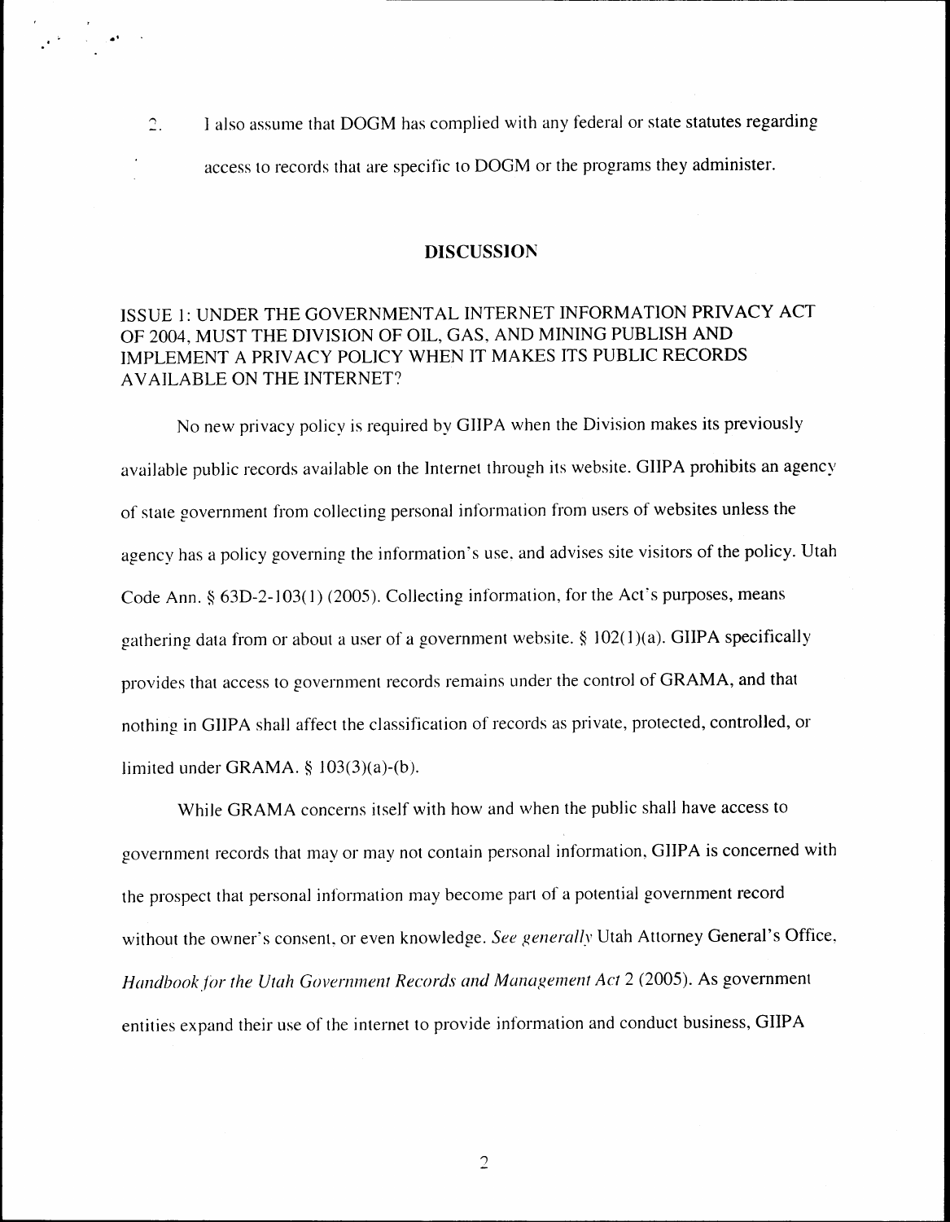2. I also assume that DOGM has complied with any federal or state statutes regarding access to records that are specific to DOGM or the programs they administer.

## DISCUSSION

### ISSUE 1: UNDER THE GOVERNMENTAL INTERNET INFORMATION PRIVACY ACT OF 2004, MUST THE DIVISION OF OIL, GAS, AND MINING PUBLISH AND IMPLEMENT A PRIVACY POLICY WHEN IT MAKES ITS PUBLIC RECORDS AVAILABLE ON THE INTERNET?

No new privacy policy is required by GIIPA when the Division makes its previously available public records available on the Internet through its website. GIIPA prohibits an agency of state government from collecting personal information from users of websites unless the agency has a policy governing the information's use, and advises site visitors of the policy. Utah Code Ann. § 63D-2-103(1) (2005). Collecting information, for the Act's purposes, means gathering data from or about a user of a government website. § 102(1)(a). GIIPA specifically provides that access to government records remains under the control of GRAMA, and that nothing in GIIPA shall affect the classification of records as private, protected, controlled, or limited under GRAMA. § 103(3)(a)-(b).

While GRAMA concerns itself with how and when the public shall have access to government records that may or may not contain personal information, GIIPA is concerned with the prospect that personal information may become part of a potential government record without the owner's consent, or even knowledge. *See generally* Utah Attorney General's Office, *Handbook for the Utah Government Records and Management Act* 2 (2005). As government entities expand their use of the internet to provide information and conduct business, GIIPA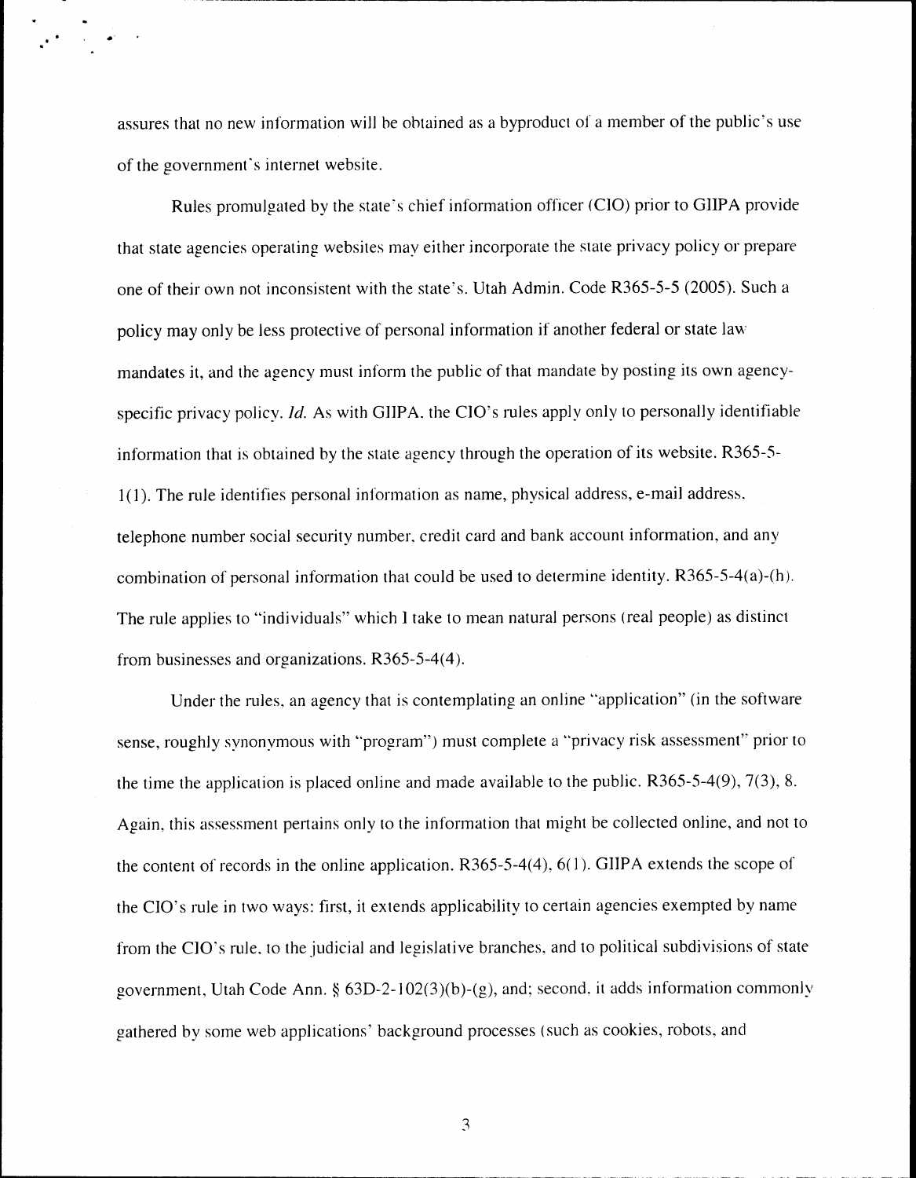assures that no new information will be obtained as a byproduct of a member of the public's use of the government's internet website.

Rules promulgated by the state's chief information officer (CIO) prior to GIIPA provide that state agencies operating websites may either incorporate the state privacy policy or prepare one of their own not inconsistent with the state's. Utah Admin. Code R365-5-5 (2005). Such a policy may only be less protective of personal information if another federal or state law mandates it, and the agency must inform the public of that mandate by posting its own agency-specific privacy policy. *Id.* As with GIIPA, the CIO's rules apply only to personally identifiable information that is obtained by the state agency through the operation of its website. R365-5-1(1). The rule identifies personal information as name, physical address, e-mail address, telephone number social security number, credit card and bank account information, and any combination of personal information that could be used to determine identity. R365-5-4(a)-(h). The rule applies to "individuals" which I take to mean natural persons (real people) as distinct from businesses and organizations. R365-5-4(4).

Under the rules, an agency that is contemplating an online "application" (in the software sense, roughly synonymous with "program") must complete a "privacy risk assessment" prior to the time the application is placed online and made available to the public. R365-5-4(9), 7(3), 8. Again, this assessment pertains only to the information that might be collected online, and not to the content of records in the online application. R365-5-4(4), 6(1). GIIPA extends the scope of the CIO's rule in two ways: first, it extends applicability to certain agencies exempted by name from the CIO's rule, to the judicial and legislative branches, and to political subdivisions of state government, Utah Code Ann. § 63D-2-102(3)(b)-(g), and; second, it adds information commonly gathered by some web applications' background processes (such as cookies, robots, and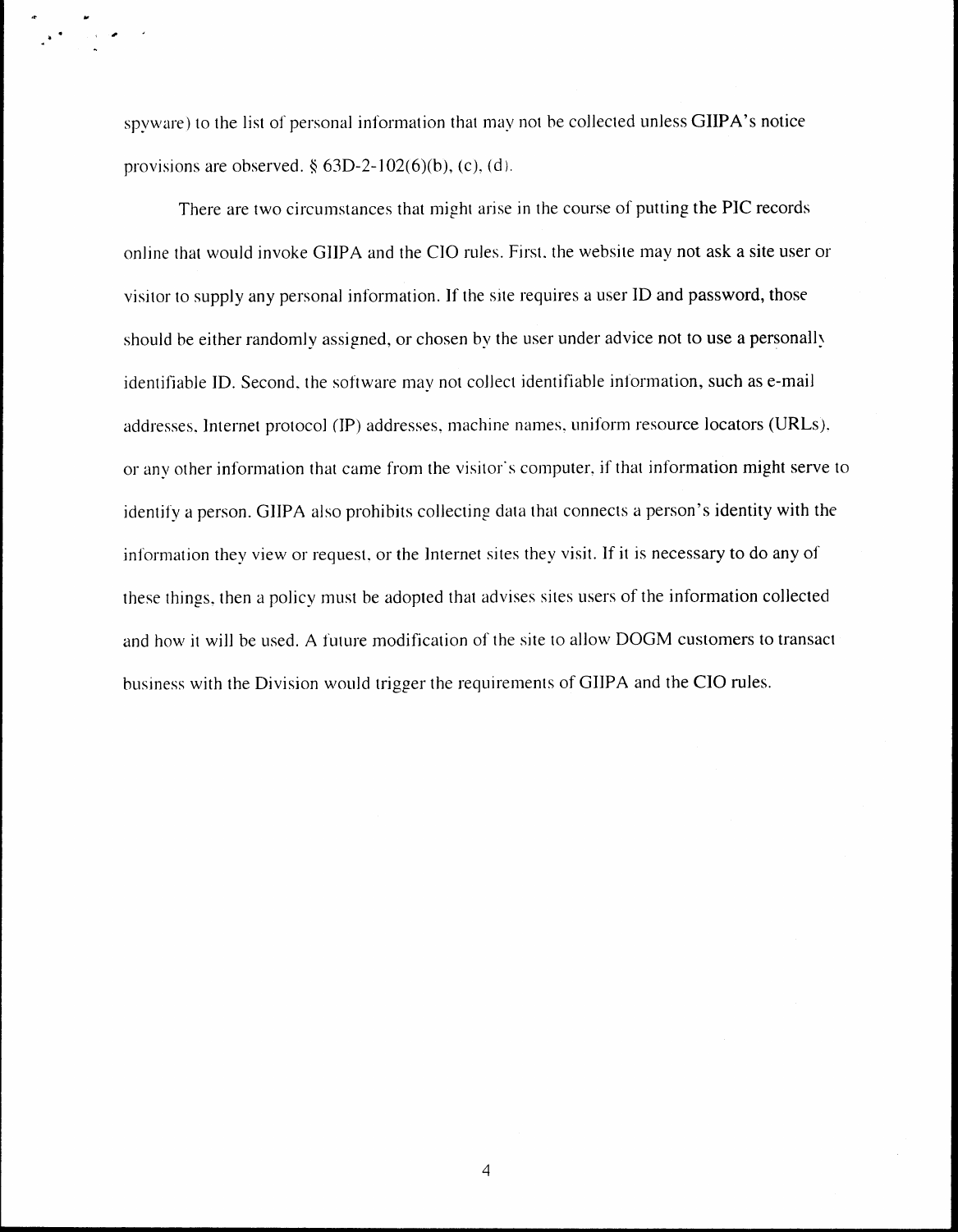spyware) to the list of personal information that may not be collected unless GIIPA's notice provisions are observed. § 63D-2-102(6)(b), (c), (d).

There are two circumstances that might arise in the course of putting the PIC records online that would invoke GIIPA and the CIO rules. First, the website may not ask a site user or visitor to supply any personal information. If the site requires a user ID and password, those should be either randomly assigned, or chosen by the user under advice not to use a personally identifiable ID. Second, the software may not collect identifiable information, such as e-mail addresses, Internet protocol (IP) addresses, machine names, uniform resource locators (URLs), or any other information that came from the visitor's computer, if that information might serve to identify a person. GIIPA also prohibits collecting data that connects a person's identity with the information they view or request, or the Internet sites they visit. If it is necessary to do any of these things, then a policy must be adopted that advises sites users of the information collected and how it will be used. A future modification of the site to allow DOGM customers to transact business with the Division would trigger the requirements of GIIPA and the CIO rules.